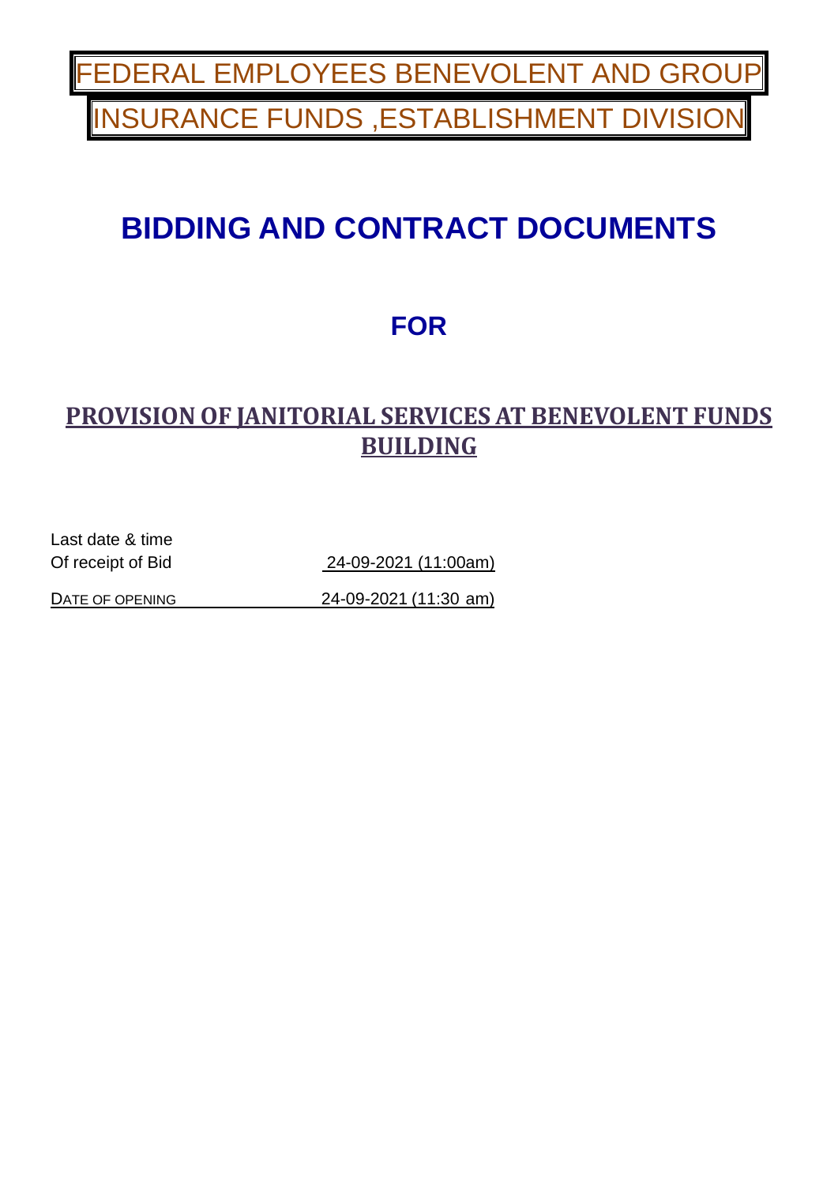# FEDERAL EMPLOYEES BENEVOLENT AND GROUP INSURANCE FUNDS ,ESTABLISHMENT DIVISION

# BIDDING AND CONTRACT DOCUMENTS

## FOR

## PROVISION OF JANITORIAL SERVICES AT BENEVOLENT FUNDS BUILDING

| | |
|---|---|
| Last date & time Of receipt of Bid | 24-09-2021 (11:00am) |
| DATE OF OPENING | 24-09-2021 (11:30 am) |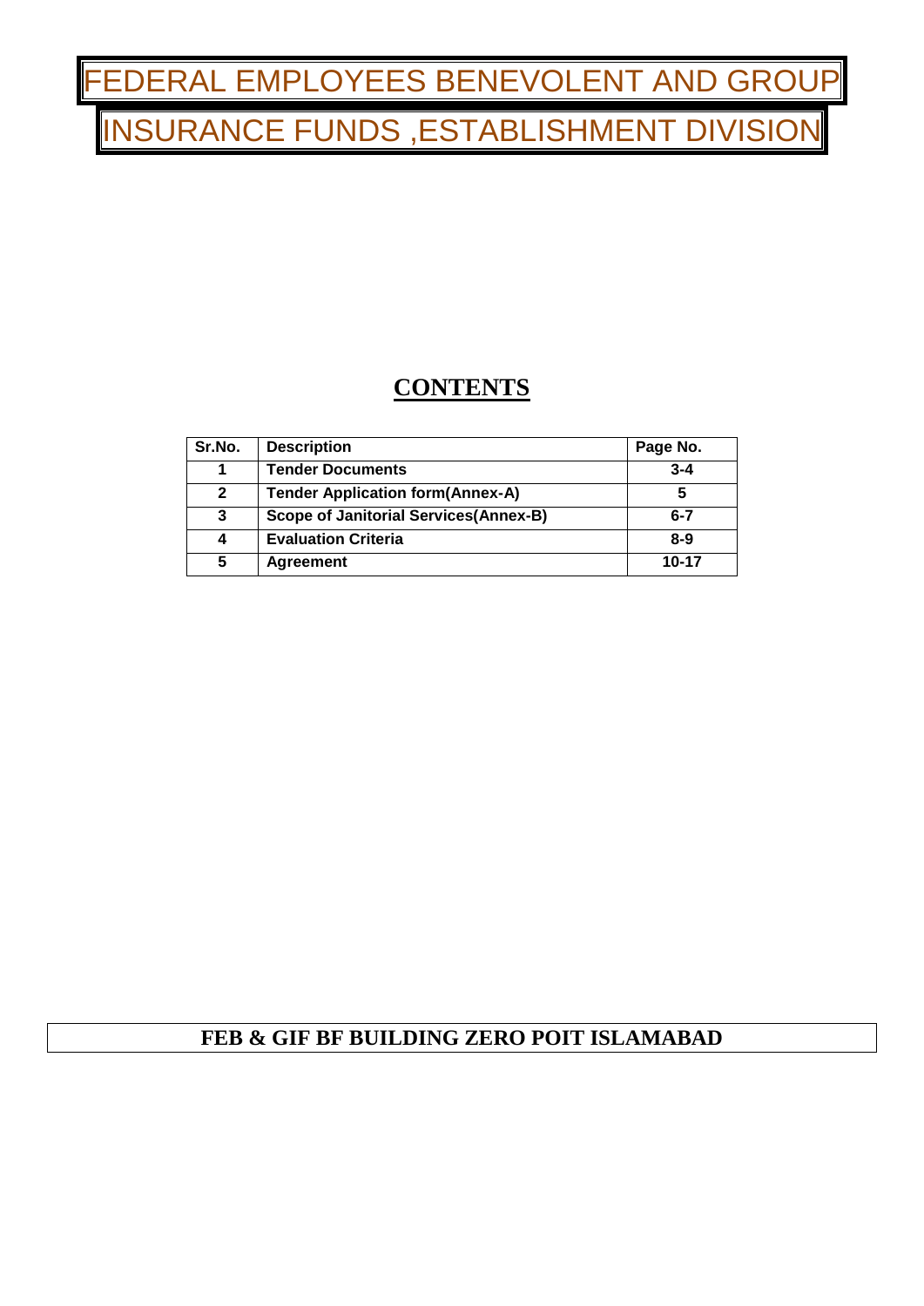# FEDERAL EMPLOYEES BENEVOLENT AND GROUP INSURANCE FUNDS ,ESTABLISHMENT DIVISION

## CONTENTS

| Sr.No. | Description | Page No. |
|---|---|---|
| 1 | Tender Documents | 3-4 |
| 2 | Tender Application form(Annex-A) | 5 |
| 3 | Scope of Janitorial Services(Annex-B) | 6-7 |
| 4 | Evaluation Criteria | 8-9 |
| 5 | Agreement | 10-17 |

**FEB & GIF BF BUILDING ZERO POIT ISLAMABAD**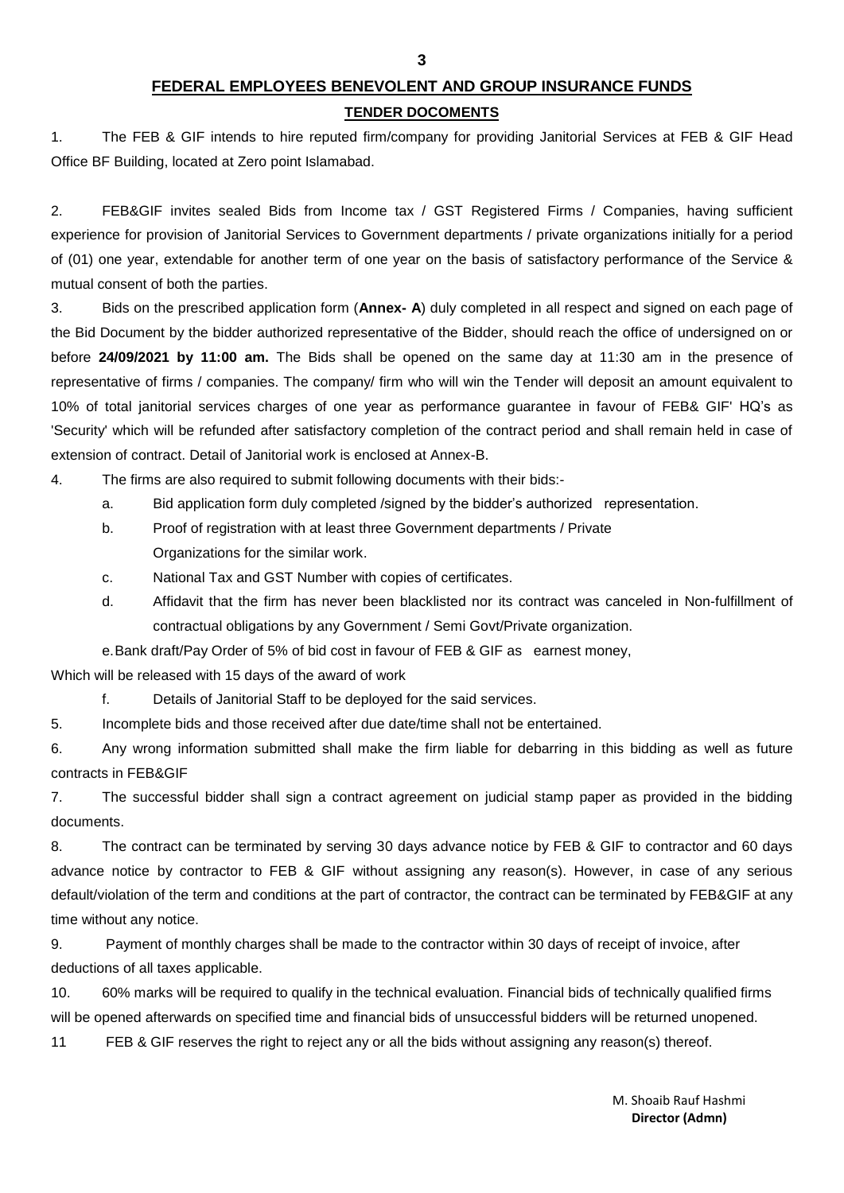## FEDERAL EMPLOYEES BENEVOLENT AND GROUP INSURANCE FUNDS

### TENDER DOCOMENTS

1. The FEB & GIF intends to hire reputed firm/company for providing Janitorial Services at FEB & GIF Head Office BF Building, located at Zero point Islamabad.

2. FEB&GIF invites sealed Bids from Income tax / GST Registered Firms / Companies, having sufficient experience for provision of Janitorial Services to Government departments / private organizations initially for a period of (01) one year, extendable for another term of one year on the basis of satisfactory performance of the Service & mutual consent of both the parties.

3. Bids on the prescribed application form (**Annex- A**) duly completed in all respect and signed on each page of the Bid Document by the bidder authorized representative of the Bidder, should reach the office of undersigned on or before **24/09/2021 by 11:00 am.** The Bids shall be opened on the same day at 11:30 am in the presence of representative of firms / companies. The company/ firm who will win the Tender will deposit an amount equivalent to 10% of total janitorial services charges of one year as performance guarantee in favour of FEB& GIF' HQ's as 'Security' which will be refunded after satisfactory completion of the contract period and shall remain held in case of extension of contract. Detail of Janitorial work is enclosed at Annex-B.

4. The firms are also required to submit following documents with their bids:-

   a. Bid application form duly completed /signed by the bidder's authorized representation.

   b. Proof of registration with at least three Government departments / Private Organizations for the similar work.

   c. National Tax and GST Number with copies of certificates.

   d. Affidavit that the firm has never been blacklisted nor its contract was canceled in Non-fulfillment of contractual obligations by any Government / Semi Govt/Private organization.

   e. Bank draft/Pay Order of 5% of bid cost in favour of FEB & GIF as earnest money,

Which will be released with 15 days of the award of work

   f. Details of Janitorial Staff to be deployed for the said services.

5. Incomplete bids and those received after due date/time shall not be entertained.

6. Any wrong information submitted shall make the firm liable for debarring in this bidding as well as future contracts in FEB&GIF

7. The successful bidder shall sign a contract agreement on judicial stamp paper as provided in the bidding documents.

8. The contract can be terminated by serving 30 days advance notice by FEB & GIF to contractor and 60 days advance notice by contractor to FEB & GIF without assigning any reason(s). However, in case of any serious default/violation of the term and conditions at the part of contractor, the contract can be terminated by FEB&GIF at any time without any notice.

9. Payment of monthly charges shall be made to the contractor within 30 days of receipt of invoice, after deductions of all taxes applicable.

10. 60% marks will be required to qualify in the technical evaluation. Financial bids of technically qualified firms will be opened afterwards on specified time and financial bids of unsuccessful bidders will be returned unopened.

11 FEB & GIF reserves the right to reject any or all the bids without assigning any reason(s) thereof.

M. Shoaib Rauf Hashmi
**Director (Admn)**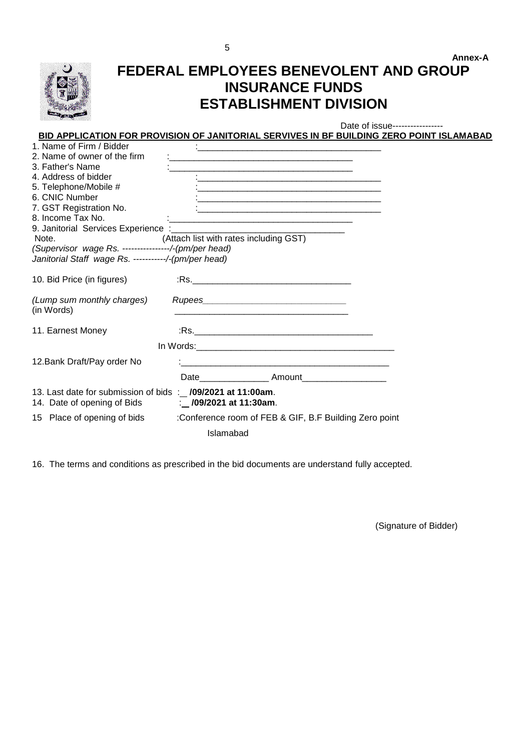**Annex-A**

# FEDERAL EMPLOYEES BENEVOLENT AND GROUP INSURANCE FUNDS
# ESTABLISHMENT DIVISION

Date of issue-----------------

**BID APPLICATION FOR PROVISION OF JANITORIAL SERVIVES IN BF BUILDING ZERO POINT ISLAMABAD**

1. Name of Firm / Bidder :_____________________________________
2. Name of owner of the firm :_____________________________________
3. Father's Name :_____________________________________
4. Address of bidder :_____________________________________
5. Telephone/Mobile # :_____________________________________
6. CNIC Number :_____________________________________
7. GST Registration No. :_____________________________________
8. Income Tax No. :_____________________________________
9. Janitorial Services Experience :_____________________________________

Note. (Attach list with rates including GST)

*(Supervisor wage Rs. ----------------/-(pm/per head)*

*Janitorial Staff wage Rs. -----------/-(pm/per head)*

10. Bid Price (in figures) :Rs.________________________________

*(Lump sum monthly charges)* *Rupees_____________________________*

(in Words) ___________________________________

11. Earnest Money :Rs.____________________________________

In Words:________________________________________

12.Bank Draft/Pay order No :___________________________________________

Date______________ Amount_________________

13. Last date for submission of bids :\_\_ **/09/2021 at 11:00am**.

14. Date of opening of Bids :\_\_ **/09/2021 at 11:30am**.

15 Place of opening of bids :Conference room of FEB & GIF, B.F Building Zero point Islamabad

16. The terms and conditions as prescribed in the bid documents are understand fully accepted.

(Signature of Bidder)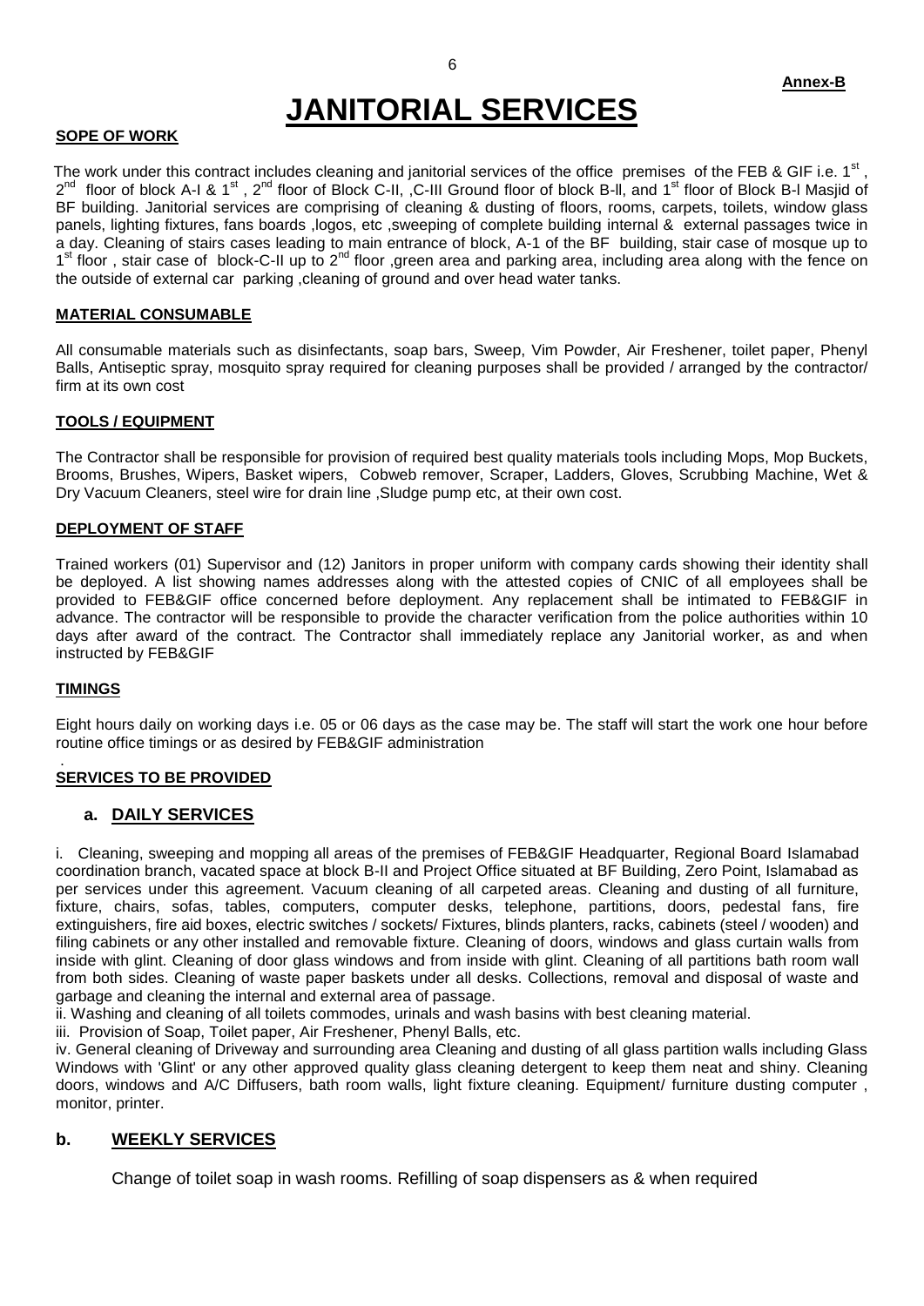**Annex-B**

# JANITORIAL SERVICES

**SOPE OF WORK**

The work under this contract includes cleaning and janitorial services of the office premises of the FEB & GIF i.e. 1st , 2nd floor of block A-I & 1st , 2nd floor of Block C-II, ,C-III Ground floor of block B-ll, and 1st floor of Block B-l Masjid of BF building. Janitorial services are comprising of cleaning & dusting of floors, rooms, carpets, toilets, window glass panels, lighting fixtures, fans boards ,logos, etc ,sweeping of complete building internal & external passages twice in a day. Cleaning of stairs cases leading to main entrance of block, A-1 of the BF building, stair case of mosque up to 1st floor , stair case of block-C-II up to 2nd floor ,green area and parking area, including area along with the fence on the outside of external car parking ,cleaning of ground and over head water tanks.

**MATERIAL CONSUMABLE**

All consumable materials such as disinfectants, soap bars, Sweep, Vim Powder, Air Freshener, toilet paper, Phenyl Balls, Antiseptic spray, mosquito spray required for cleaning purposes shall be provided / arranged by the contractor/ firm at its own cost

**TOOLS / EQUIPMENT**

The Contractor shall be responsible for provision of required best quality materials tools including Mops, Mop Buckets, Brooms, Brushes, Wipers, Basket wipers, Cobweb remover, Scraper, Ladders, Gloves, Scrubbing Machine, Wet & Dry Vacuum Cleaners, steel wire for drain line ,Sludge pump etc, at their own cost.

**DEPLOYMENT OF STAFF**

Trained workers (01) Supervisor and (12) Janitors in proper uniform with company cards showing their identity shall be deployed. A list showing names addresses along with the attested copies of CNIC of all employees shall be provided to FEB&GIF office concerned before deployment. Any replacement shall be intimated to FEB&GIF in advance. The contractor will be responsible to provide the character verification from the police authorities within 10 days after award of the contract. The Contractor shall immediately replace any Janitorial worker, as and when instructed by FEB&GIF

**TIMINGS**

Eight hours daily on working days i.e. 05 or 06 days as the case may be. The staff will start the work one hour before routine office timings or as desired by FEB&GIF administration

.

**SERVICES TO BE PROVIDED**

### a. DAILY SERVICES

i. Cleaning, sweeping and mopping all areas of the premises of FEB&GIF Headquarter, Regional Board Islamabad coordination branch, vacated space at block B-II and Project Office situated at BF Building, Zero Point, Islamabad as per services under this agreement. Vacuum cleaning of all carpeted areas. Cleaning and dusting of all furniture, fixture, chairs, sofas, tables, computers, computer desks, telephone, partitions, doors, pedestal fans, fire extinguishers, fire aid boxes, electric switches / sockets/ Fixtures, blinds planters, racks, cabinets (steel / wooden) and filing cabinets or any other installed and removable fixture. Cleaning of doors, windows and glass curtain walls from inside with glint. Cleaning of door glass windows and from inside with glint. Cleaning of all partitions bath room wall from both sides. Cleaning of waste paper baskets under all desks. Collections, removal and disposal of waste and garbage and cleaning the internal and external area of passage.

ii. Washing and cleaning of all toilets commodes, urinals and wash basins with best cleaning material.

iii. Provision of Soap, Toilet paper, Air Freshener, Phenyl Balls, etc.

iv. General cleaning of Driveway and surrounding area Cleaning and dusting of all glass partition walls including Glass Windows with 'Glint' or any other approved quality glass cleaning detergent to keep them neat and shiny. Cleaning doors, windows and A/C Diffusers, bath room walls, light fixture cleaning. Equipment/ furniture dusting computer , monitor, printer.

### b. WEEKLY SERVICES

Change of toilet soap in wash rooms. Refilling of soap dispensers as & when required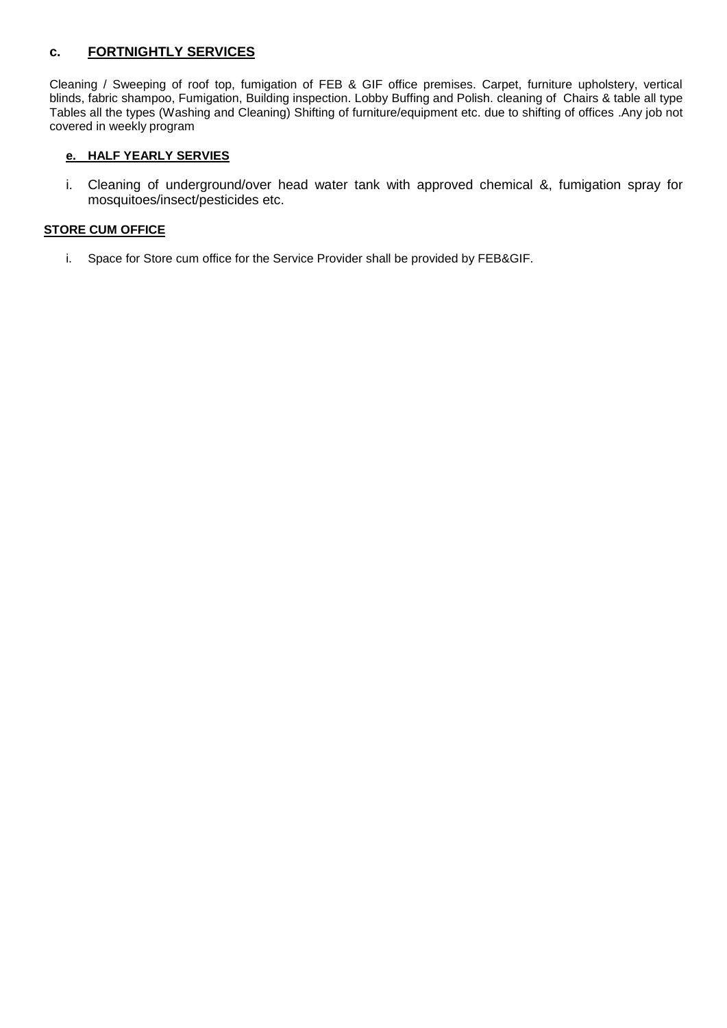## c. FORTNIGHTLY SERVICES

Cleaning / Sweeping of roof top, fumigation of FEB & GIF office premises. Carpet, furniture upholstery, vertical blinds, fabric shampoo, Fumigation, Building inspection. Lobby Buffing and Polish. cleaning of Chairs & table all type Tables all the types (Washing and Cleaning) Shifting of furniture/equipment etc. due to shifting of offices .Any job not covered in weekly program

### e. HALF YEARLY SERVIES

i. Cleaning of underground/over head water tank with approved chemical &, fumigation spray for mosquitoes/insect/pesticides etc.

### STORE CUM OFFICE

i. Space for Store cum office for the Service Provider shall be provided by FEB&GIF.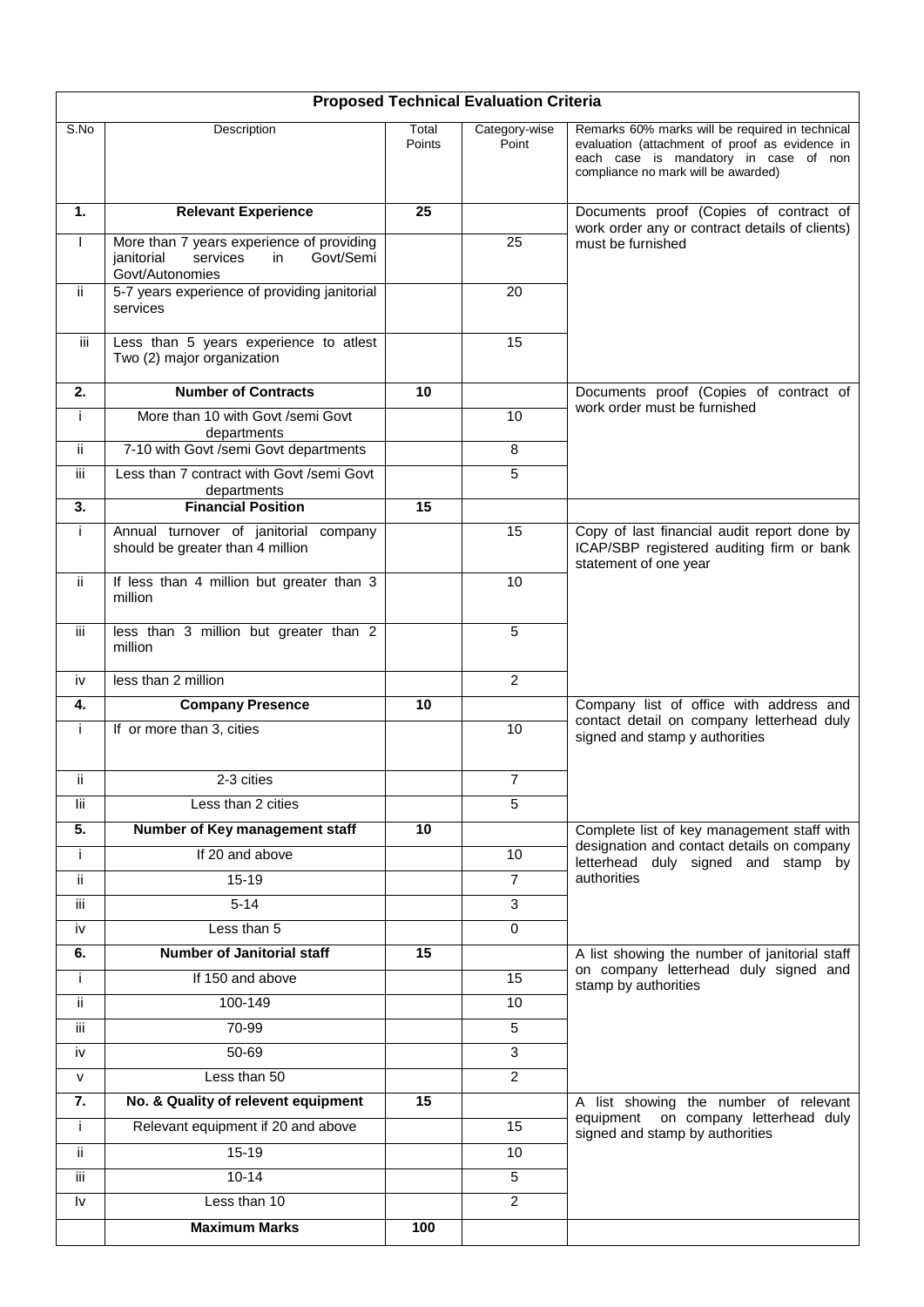| **Proposed Technical Evaluation Criteria** | | | | |
|---|---|---|---|---|
| S.No | Description | Total Points | Category-wise Point | Remarks 60% marks will be required in technical evaluation (attachment of proof as evidence in each case is mandatory in case of non compliance no mark will be awarded) |
| **1.** | **Relevant Experience** | **25** | | Documents proof (Copies of contract of work order any or contract details of clients) must be furnished |
| I | More than 7 years experience of providing janitorial services in Govt/Semi Govt/Autonomies | | 25 | |
| ii | 5-7 years experience of providing janitorial services | | 20 | |
| iii | Less than 5 years experience to atlest Two (2) major organization | | 15 | |
| **2.** | **Number of Contracts** | **10** | | Documents proof (Copies of contract of work order must be furnished |
| i | More than 10 with Govt /semi Govt departments | | 10 | |
| ii | 7-10 with Govt /semi Govt departments | | 8 | |
| iii | Less than 7 contract with Govt /semi Govt departments | | 5 | |
| **3.** | **Financial Position** | **15** | | |
| i | Annual turnover of janitorial company should be greater than 4 million | | 15 | Copy of last financial audit report done by ICAP/SBP registered auditing firm or bank statement of one year |
| ii | If less than 4 million but greater than 3 million | | 10 | |
| iii | less than 3 million but greater than 2 million | | 5 | |
| iv | less than 2 million | | 2 | |
| **4.** | **Company Presence** | **10** | | Company list of office with address and contact detail on company letterhead duly signed and stamp y authorities |
| i | If or more than 3, cities | | 10 | |
| ii | 2-3 cities | | 7 | |
| Iii | Less than 2 cities | | 5 | |
| **5.** | **Number of Key management staff** | **10** | | Complete list of key management staff with designation and contact details on company letterhead duly signed and stamp by authorities |
| i | If 20 and above | | 10 | |
| ii | 15-19 | | 7 | |
| iii | 5-14 | | 3 | |
| iv | Less than 5 | | 0 | |
| **6.** | **Number of Janitorial staff** | **15** | | A list showing the number of janitorial staff on company letterhead duly signed and stamp by authorities |
| i | If 150 and above | | 15 | |
| ii | 100-149 | | 10 | |
| iii | 70-99 | | 5 | |
| iv | 50-69 | | 3 | |
| v | Less than 50 | | 2 | |
| **7.** | **No. & Quality of relevent equipment** | **15** | | A list showing the number of relevant equipment on company letterhead duly signed and stamp by authorities |
| i | Relevant equipment if 20 and above | | 15 | |
| ii | 15-19 | | 10 | |
| iii | 10-14 | | 5 | |
| Iv | Less than 10 | | 2 | |
| | **Maximum Marks** | **100** | | |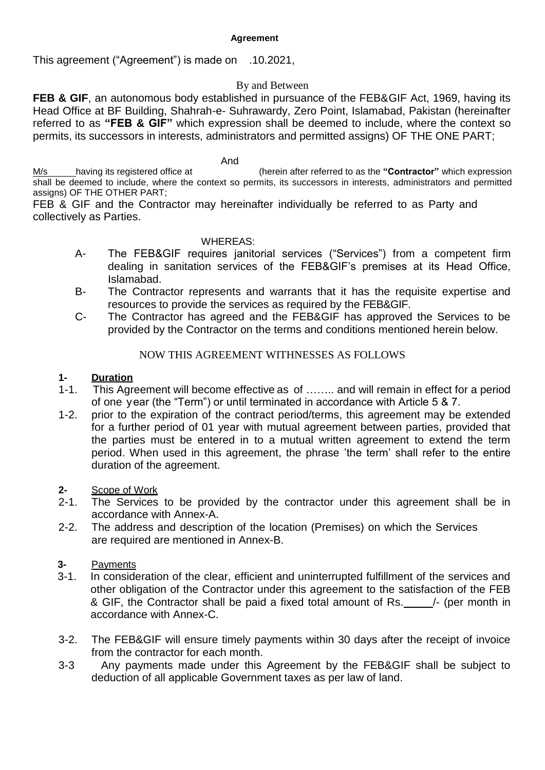**Agreement**

This agreement ("Agreement") is made on .10.2021,

By and Between

**FEB & GIF**, an autonomous body established in pursuance of the FEB&GIF Act, 1969, having its Head Office at BF Building, Shahrah-e- Suhrawardy, Zero Point, Islamabad, Pakistan (hereinafter referred to as **"FEB & GIF"** which expression shall be deemed to include, where the context so permits, its successors in interests, administrators and permitted assigns) OF THE ONE PART;

And

M/s ______ having its registered office at (herein after referred to as the **"Contractor"** which expression shall be deemed to include, where the context so permits, its successors in interests, administrators and permitted assigns) OF THE OTHER PART;

FEB & GIF and the Contractor may hereinafter individually be referred to as Party and collectively as Parties.

WHEREAS:

A- The FEB&GIF requires janitorial services ("Services") from a competent firm dealing in sanitation services of the FEB&GIF's premises at its Head Office, Islamabad.

B- The Contractor represents and warrants that it has the requisite expertise and resources to provide the services as required by the FEB&GIF.

C- The Contractor has agreed and the FEB&GIF has approved the Services to be provided by the Contractor on the terms and conditions mentioned herein below.

NOW THIS AGREEMENT WITHNESSES AS FOLLOWS

**1- Duration**

1-1. This Agreement will become effective as of …….. and will remain in effect for a period of one year (the "Term") or until terminated in accordance with Article 5 & 7.

1-2. prior to the expiration of the contract period/terms, this agreement may be extended for a further period of 01 year with mutual agreement between parties, provided that the parties must be entered in to a mutual written agreement to extend the term period. When used in this agreement, the phrase 'the term' shall refer to the entire duration of the agreement.

**2- Scope of Work**

2-1. The Services to be provided by the contractor under this agreement shall be in accordance with Annex-A.

2-2. The address and description of the location (Premises) on which the Services are required are mentioned in Annex-B.

**3- Payments**

3-1. In consideration of the clear, efficient and uninterrupted fulfillment of the services and other obligation of the Contractor under this agreement to the satisfaction of the FEB & GIF, the Contractor shall be paid a fixed total amount of Rs.____/- (per month in accordance with Annex-C.

3-2. The FEB&GIF will ensure timely payments within 30 days after the receipt of invoice from the contractor for each month.

3-3 Any payments made under this Agreement by the FEB&GIF shall be subject to deduction of all applicable Government taxes as per law of land.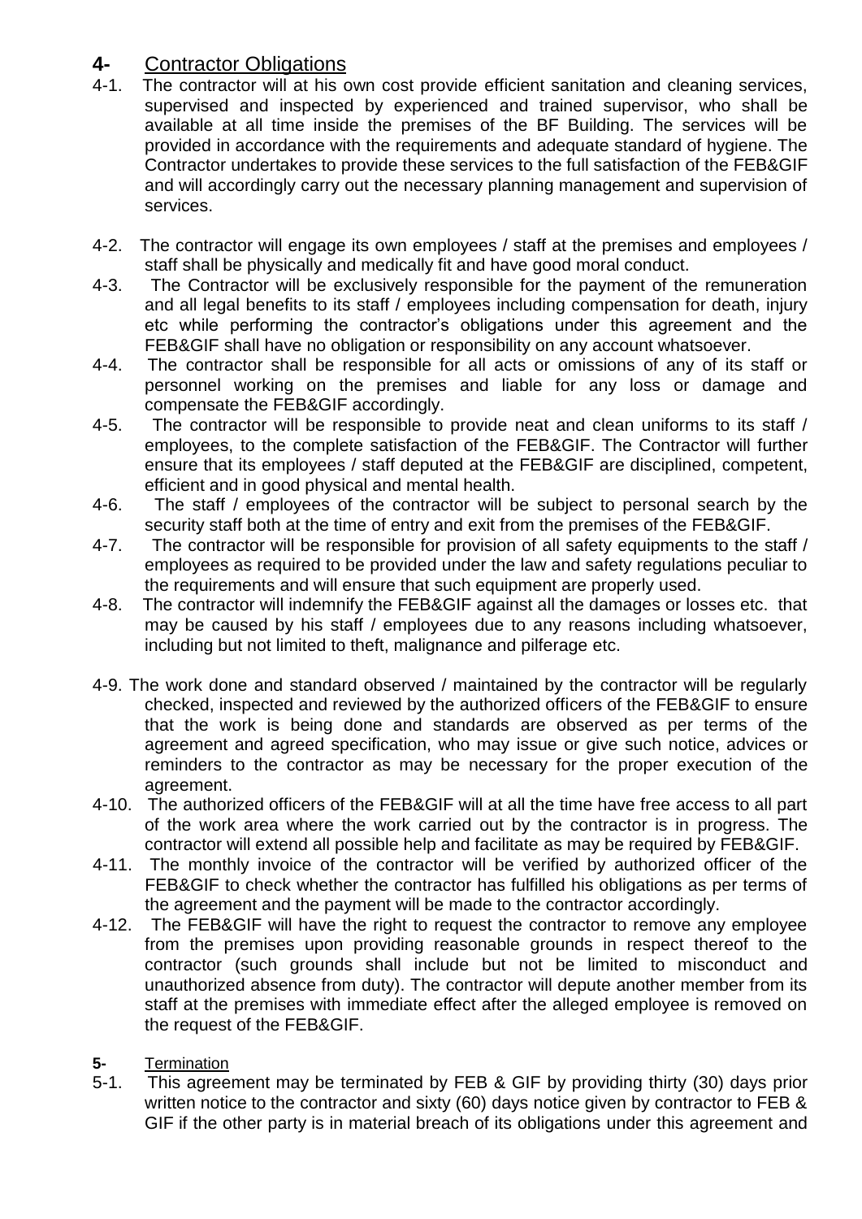## 4- Contractor Obligations

4-1. The contractor will at his own cost provide efficient sanitation and cleaning services, supervised and inspected by experienced and trained supervisor, who shall be available at all time inside the premises of the BF Building. The services will be provided in accordance with the requirements and adequate standard of hygiene. The Contractor undertakes to provide these services to the full satisfaction of the FEB&GIF and will accordingly carry out the necessary planning management and supervision of services.

4-2. The contractor will engage its own employees / staff at the premises and employees / staff shall be physically and medically fit and have good moral conduct.

4-3. The Contractor will be exclusively responsible for the payment of the remuneration and all legal benefits to its staff / employees including compensation for death, injury etc while performing the contractor's obligations under this agreement and the FEB&GIF shall have no obligation or responsibility on any account whatsoever.

4-4. The contractor shall be responsible for all acts or omissions of any of its staff or personnel working on the premises and liable for any loss or damage and compensate the FEB&GIF accordingly.

4-5. The contractor will be responsible to provide neat and clean uniforms to its staff / employees, to the complete satisfaction of the FEB&GIF. The Contractor will further ensure that its employees / staff deputed at the FEB&GIF are disciplined, competent, efficient and in good physical and mental health.

4-6. The staff / employees of the contractor will be subject to personal search by the security staff both at the time of entry and exit from the premises of the FEB&GIF.

4-7. The contractor will be responsible for provision of all safety equipments to the staff / employees as required to be provided under the law and safety regulations peculiar to the requirements and will ensure that such equipment are properly used.

4-8. The contractor will indemnify the FEB&GIF against all the damages or losses etc. that may be caused by his staff / employees due to any reasons including whatsoever, including but not limited to theft, malignance and pilferage etc.

4-9. The work done and standard observed / maintained by the contractor will be regularly checked, inspected and reviewed by the authorized officers of the FEB&GIF to ensure that the work is being done and standards are observed as per terms of the agreement and agreed specification, who may issue or give such notice, advices or reminders to the contractor as may be necessary for the proper execution of the agreement.

4-10. The authorized officers of the FEB&GIF will at all the time have free access to all part of the work area where the work carried out by the contractor is in progress. The contractor will extend all possible help and facilitate as may be required by FEB&GIF.

4-11. The monthly invoice of the contractor will be verified by authorized officer of the FEB&GIF to check whether the contractor has fulfilled his obligations as per terms of the agreement and the payment will be made to the contractor accordingly.

4-12. The FEB&GIF will have the right to request the contractor to remove any employee from the premises upon providing reasonable grounds in respect thereof to the contractor (such grounds shall include but not be limited to misconduct and unauthorized absence from duty). The contractor will depute another member from its staff at the premises with immediate effect after the alleged employee is removed on the request of the FEB&GIF.

## 5- Termination

5-1. This agreement may be terminated by FEB & GIF by providing thirty (30) days prior written notice to the contractor and sixty (60) days notice given by contractor to FEB & GIF if the other party is in material breach of its obligations under this agreement and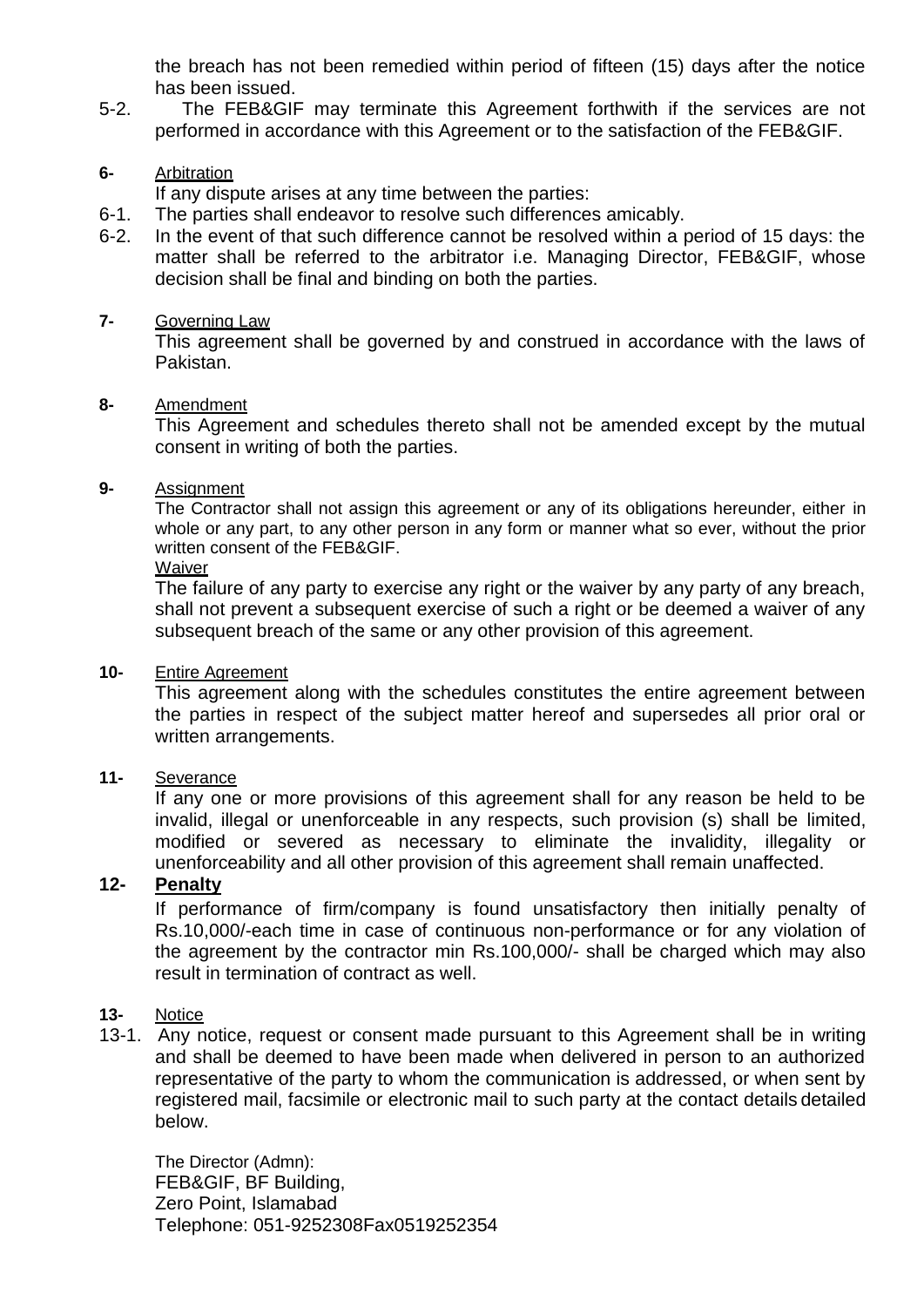the breach has not been remedied within period of fifteen (15) days after the notice has been issued.

5-2. The FEB&GIF may terminate this Agreement forthwith if the services are not performed in accordance with this Agreement or to the satisfaction of the FEB&GIF.

**6-** Arbitration

If any dispute arises at any time between the parties:

6-1. The parties shall endeavor to resolve such differences amicably.

6-2. In the event of that such difference cannot be resolved within a period of 15 days: the matter shall be referred to the arbitrator i.e. Managing Director, FEB&GIF, whose decision shall be final and binding on both the parties.

**7-** Governing Law

This agreement shall be governed by and construed in accordance with the laws of Pakistan.

**8-** Amendment

This Agreement and schedules thereto shall not be amended except by the mutual consent in writing of both the parties.

**9-** Assignment

The Contractor shall not assign this agreement or any of its obligations hereunder, either in whole or any part, to any other person in any form or manner what so ever, without the prior written consent of the FEB&GIF.

Waiver

The failure of any party to exercise any right or the waiver by any party of any breach, shall not prevent a subsequent exercise of such a right or be deemed a waiver of any subsequent breach of the same or any other provision of this agreement.

**10-** Entire Agreement

This agreement along with the schedules constitutes the entire agreement between the parties in respect of the subject matter hereof and supersedes all prior oral or written arrangements.

**11-** Severance

If any one or more provisions of this agreement shall for any reason be held to be invalid, illegal or unenforceable in any respects, such provision (s) shall be limited, modified or severed as necessary to eliminate the invalidity, illegality or unenforceability and all other provision of this agreement shall remain unaffected.

**12- Penalty**

If performance of firm/company is found unsatisfactory then initially penalty of Rs.10,000/-each time in case of continuous non-performance or for any violation of the agreement by the contractor min Rs.100,000/- shall be charged which may also result in termination of contract as well.

**13-** Notice

13-1. Any notice, request or consent made pursuant to this Agreement shall be in writing and shall be deemed to have been made when delivered in person to an authorized representative of the party to whom the communication is addressed, or when sent by registered mail, facsimile or electronic mail to such party at the contact details detailed below.

The Director (Admn):
FEB&GIF, BF Building,
Zero Point, Islamabad
Telephone: 051-9252308Fax0519252354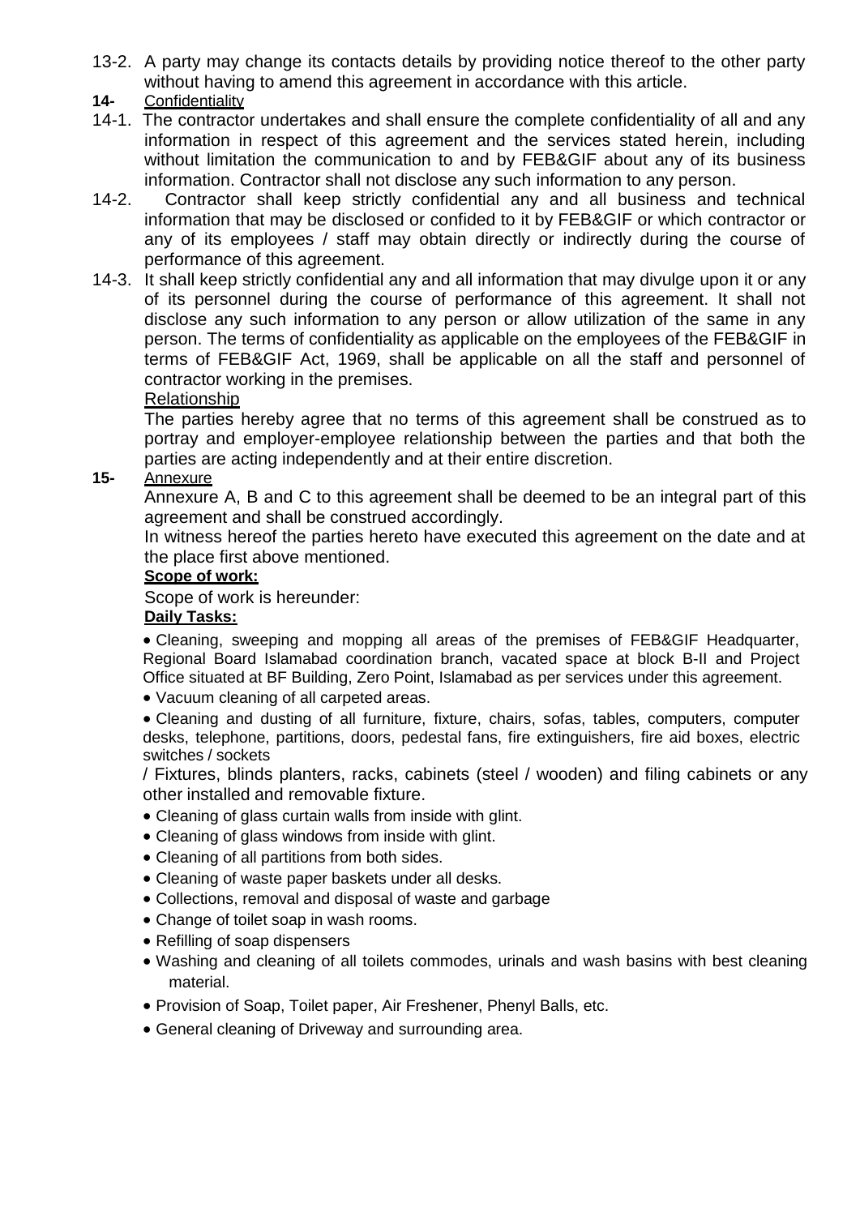13-2. A party may change its contacts details by providing notice thereof to the other party without having to amend this agreement in accordance with this article.

**14-** Confidentiality

14-1. The contractor undertakes and shall ensure the complete confidentiality of all and any information in respect of this agreement and the services stated herein, including without limitation the communication to and by FEB&GIF about any of its business information. Contractor shall not disclose any such information to any person.

14-2. Contractor shall keep strictly confidential any and all business and technical information that may be disclosed or confided to it by FEB&GIF or which contractor or any of its employees / staff may obtain directly or indirectly during the course of performance of this agreement.

14-3. It shall keep strictly confidential any and all information that may divulge upon it or any of its personnel during the course of performance of this agreement. It shall not disclose any such information to any person or allow utilization of the same in any person. The terms of confidentiality as applicable on the employees of the FEB&GIF in terms of FEB&GIF Act, 1969, shall be applicable on all the staff and personnel of contractor working in the premises.

Relationship

The parties hereby agree that no terms of this agreement shall be construed as to portray and employer-employee relationship between the parties and that both the parties are acting independently and at their entire discretion.

**15-** Annexure

Annexure A, B and C to this agreement shall be deemed to be an integral part of this agreement and shall be construed accordingly.

In witness hereof the parties hereto have executed this agreement on the date and at the place first above mentioned.

**Scope of work:**

Scope of work is hereunder:

**Daily Tasks:**

- Cleaning, sweeping and mopping all areas of the premises of FEB&GIF Headquarter, Regional Board Islamabad coordination branch, vacated space at block B-II and Project Office situated at BF Building, Zero Point, Islamabad as per services under this agreement.
- Vacuum cleaning of all carpeted areas.
- Cleaning and dusting of all furniture, fixture, chairs, sofas, tables, computers, computer desks, telephone, partitions, doors, pedestal fans, fire extinguishers, fire aid boxes, electric switches / sockets / Fixtures, blinds planters, racks, cabinets (steel / wooden) and filing cabinets or any other installed and removable fixture.
- Cleaning of glass curtain walls from inside with glint.
- Cleaning of glass windows from inside with glint.
- Cleaning of all partitions from both sides.
- Cleaning of waste paper baskets under all desks.
- Collections, removal and disposal of waste and garbage
- Change of toilet soap in wash rooms.
- Refilling of soap dispensers
- Washing and cleaning of all toilets commodes, urinals and wash basins with best cleaning material.
- Provision of Soap, Toilet paper, Air Freshener, Phenyl Balls, etc.
- General cleaning of Driveway and surrounding area.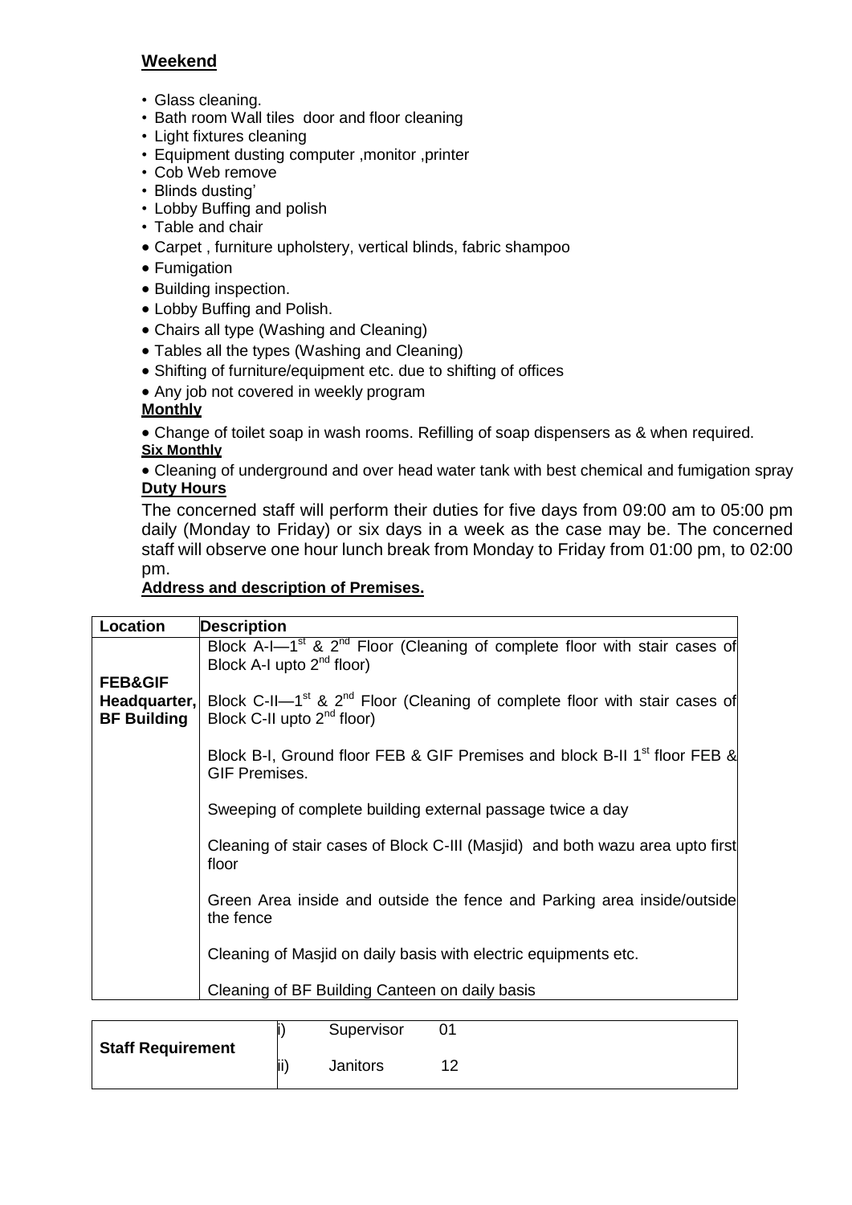**Weekend**

- Glass cleaning.
- Bath room Wall tiles door and floor cleaning
- Light fixtures cleaning
- Equipment dusting computer ,monitor ,printer
- Cob Web remove
- Blinds dusting'
- Lobby Buffing and polish
- Table and chair
- Carpet , furniture upholstery, vertical blinds, fabric shampoo
- Fumigation
- Building inspection.
- Lobby Buffing and Polish.
- Chairs all type (Washing and Cleaning)
- Tables all the types (Washing and Cleaning)
- Shifting of furniture/equipment etc. due to shifting of offices
- Any job not covered in weekly program

**Monthly**

- Change of toilet soap in wash rooms. Refilling of soap dispensers as & when required.

**Six Monthly**

- Cleaning of underground and over head water tank with best chemical and fumigation spray

**Duty Hours**

The concerned staff will perform their duties for five days from 09:00 am to 05:00 pm daily (Monday to Friday) or six days in a week as the case may be. The concerned staff will observe one hour lunch break from Monday to Friday from 01:00 pm, to 02:00 pm.

**Address and description of Premises.**

| Location | Description |
|---|---|
| **FEB&GIF Headquarter, BF Building** | Block A-I—1st & 2nd Floor (Cleaning of complete floor with stair cases of Block A-I upto 2nd floor)<br><br>Block C-II—1st & 2nd Floor (Cleaning of complete floor with stair cases of Block C-II upto 2nd floor)<br><br>Block B-I, Ground floor FEB & GIF Premises and block B-II 1st floor FEB & GIF Premises.<br><br>Sweeping of complete building external passage twice a day<br><br>Cleaning of stair cases of Block C-III (Masjid) and both wazu area upto first floor<br><br>Green Area inside and outside the fence and Parking area inside/outside the fence<br><br>Cleaning of Masjid on daily basis with electric equipments etc.<br><br>Cleaning of BF Building Canteen on daily basis |

| **Staff Requirement** | i) | Supervisor | 01 |
|---|---|---|---|
| | ii) | Janitors | 12 |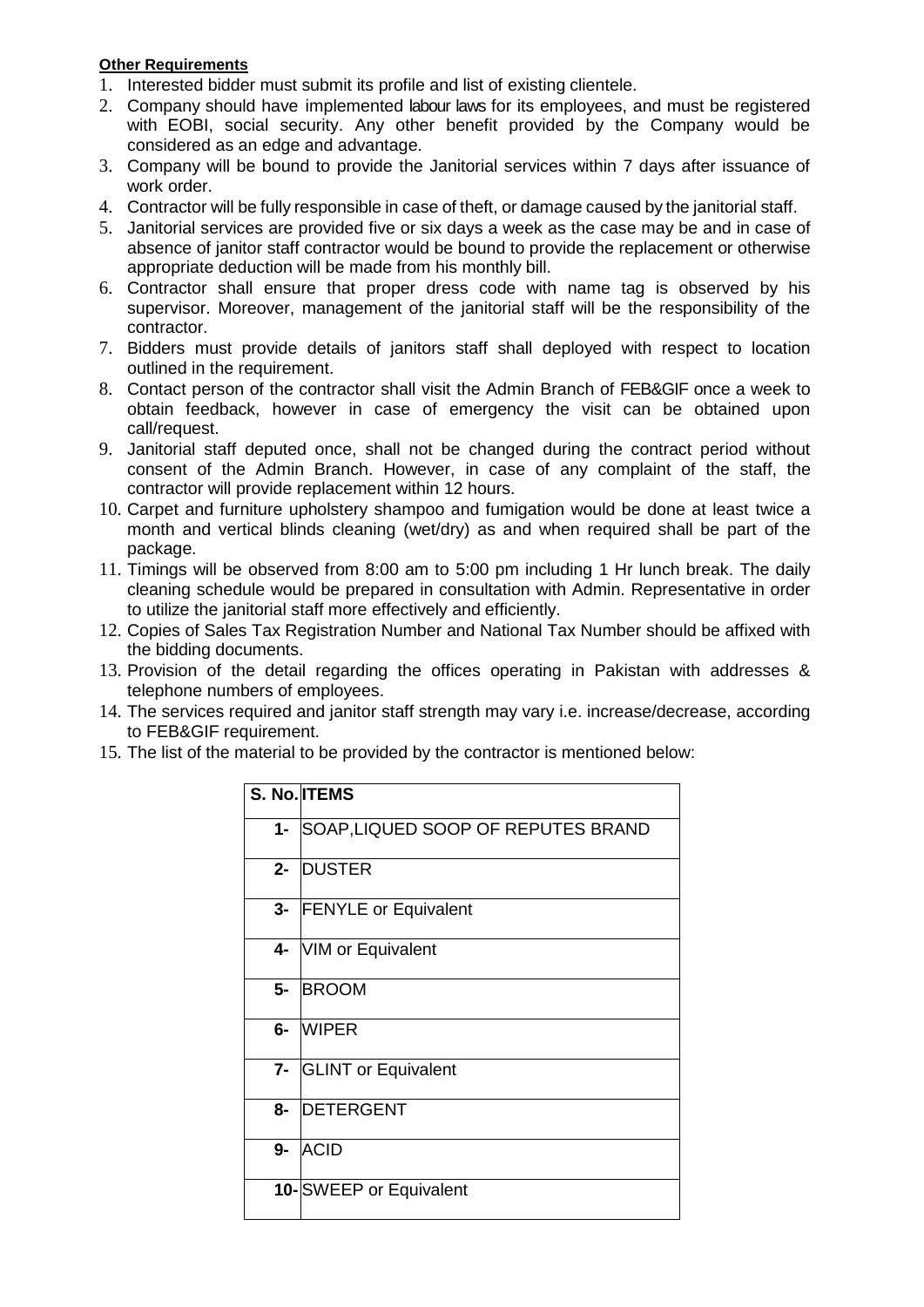**Other Requirements**

1. Interested bidder must submit its profile and list of existing clientele.
2. Company should have implemented labour laws for its employees, and must be registered with EOBI, social security. Any other benefit provided by the Company would be considered as an edge and advantage.
3. Company will be bound to provide the Janitorial services within 7 days after issuance of work order.
4. Contractor will be fully responsible in case of theft, or damage caused by the janitorial staff.
5. Janitorial services are provided five or six days a week as the case may be and in case of absence of janitor staff contractor would be bound to provide the replacement or otherwise appropriate deduction will be made from his monthly bill.
6. Contractor shall ensure that proper dress code with name tag is observed by his supervisor. Moreover, management of the janitorial staff will be the responsibility of the contractor.
7. Bidders must provide details of janitors staff shall deployed with respect to location outlined in the requirement.
8. Contact person of the contractor shall visit the Admin Branch of FEB&GIF once a week to obtain feedback, however in case of emergency the visit can be obtained upon call/request.
9. Janitorial staff deputed once, shall not be changed during the contract period without consent of the Admin Branch. However, in case of any complaint of the staff, the contractor will provide replacement within 12 hours.
10. Carpet and furniture upholstery shampoo and fumigation would be done at least twice a month and vertical blinds cleaning (wet/dry) as and when required shall be part of the package.
11. Timings will be observed from 8:00 am to 5:00 pm including 1 Hr lunch break. The daily cleaning schedule would be prepared in consultation with Admin. Representative in order to utilize the janitorial staff more effectively and efficiently.
12. Copies of Sales Tax Registration Number and National Tax Number should be affixed with the bidding documents.
13. Provision of the detail regarding the offices operating in Pakistan with addresses & telephone numbers of employees.
14. The services required and janitor staff strength may vary i.e. increase/decrease, according to FEB&GIF requirement.
15. The list of the material to be provided by the contractor is mentioned below:

| S. No. | ITEMS |
|---|---|
| 1- | SOAP,LIQUED SOOP OF REPUTES BRAND |
| 2- | DUSTER |
| 3- | FENYLE or Equivalent |
| 4- | VIM or Equivalent |
| 5- | BROOM |
| 6- | WIPER |
| 7- | GLINT or Equivalent |
| 8- | DETERGENT |
| 9- | ACID |
| 10- | SWEEP or Equivalent |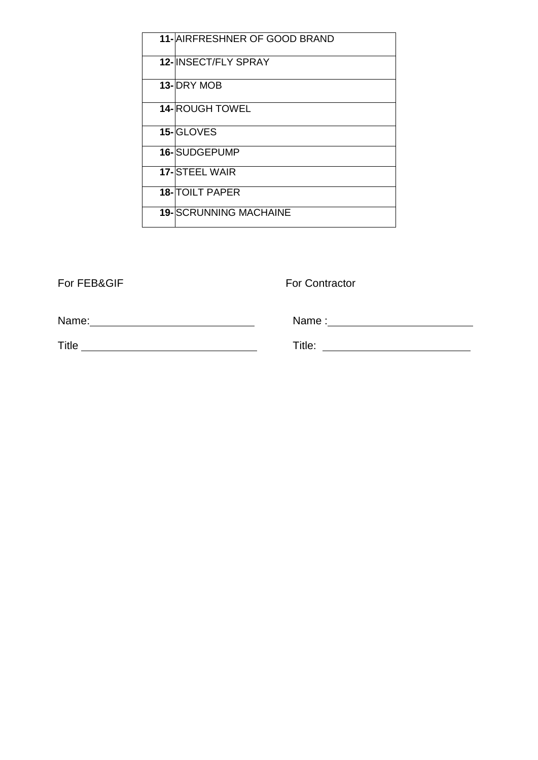| | |
|---|---|
| **11-** | AIRFRESHNER OF GOOD BRAND |
| **12-** | INSECT/FLY SPRAY |
| **13-** | DRY MOB |
| **14-** | ROUGH TOWEL |
| **15-** | GLOVES |
| **16-** | SUDGEPUMP |
| **17-** | STEEL WAIR |
| **18-** | TOILT PAPER |
| **19-** | SCRUNNING MACHAINE |

For FEB&GIF

Name: ____________________________

Title ____________________________

For Contractor

Name : ____________________________

Title: ____________________________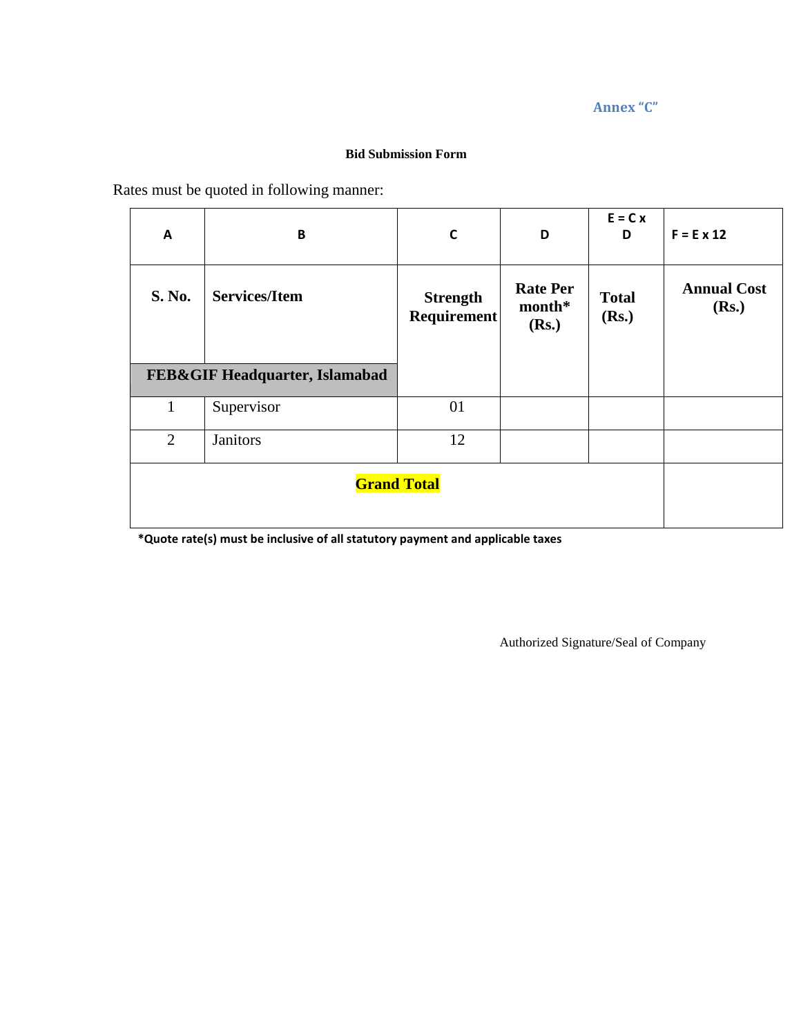Annex "C"

**Bid Submission Form**

Rates must be quoted in following manner:

| A | B | C | D | E = C x D | F = E x 12 |
|---|---|---|---|---|---|
| **S. No.** | **Services/Item** | **Strength Requirement** | **Rate Per month* (Rs.)** | **Total (Rs.)** | **Annual Cost (Rs.)** |
| **FEB&GIF Headquarter, Islamabad** | | | | | |
| 1 | Supervisor | 01 | | | |
| 2 | Janitors | 12 | | | |
| **Grand Total** | | | | | |

***Quote rate(s) must be inclusive of all statutory payment and applicable taxes**

Authorized Signature/Seal of Company